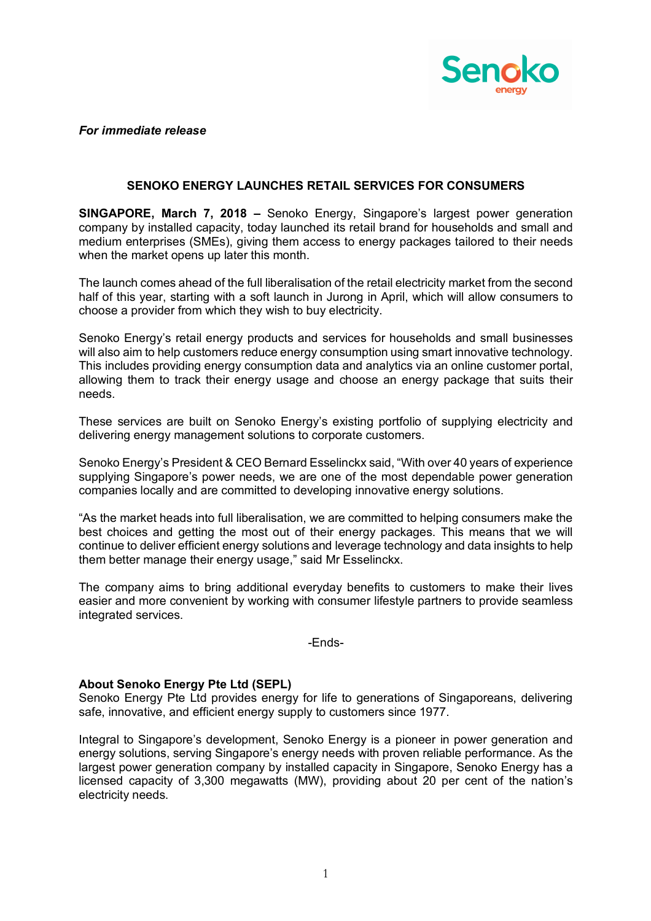*For immediate release*

## SENOKO ENERGY LAUNCHES RETAIL SERVICES FOR CONSUMERS

**SINGAPORE, March 7, 2018 –** Senoko Energy, Singapore's largest power generation company by installed capacity, today launched its retail brand for households and small and medium enterprises (SMEs), giving them access to energy packages tailored to their needs when the market opens up later this month.

The launch comes ahead of the full liberalisation of the retail electricity market from the second half of this year, starting with a soft launch in Jurong in April, which will allow consumers to choose a provider from which they wish to buy electricity.

Senoko Energy's retail energy products and services for households and small businesses will also aim to help customers reduce energy consumption using smart innovative technology. This includes providing energy consumption data and analytics via an online customer portal, allowing them to track their energy usage and choose an energy package that suits their needs.

These services are built on Senoko Energy's existing portfolio of supplying electricity and delivering energy management solutions to corporate customers.

Senoko Energy's President & CEO Bernard Esselinckx said, "With over 40 years of experience supplying Singapore's power needs, we are one of the most dependable power generation companies locally and are committed to developing innovative energy solutions.

"As the market heads into full liberalisation, we are committed to helping consumers make the best choices and getting the most out of their energy packages. This means that we will continue to deliver efficient energy solutions and leverage technology and data insights to help them better manage their energy usage," said Mr Esselinckx.

The company aims to bring additional everyday benefits to customers to make their lives easier and more convenient by working with consumer lifestyle partners to provide seamless integrated services.

-Ends-

**About Senoko Energy Pte Ltd (SEPL)**

Senoko Energy Pte Ltd provides energy for life to generations of Singaporeans, delivering safe, innovative, and efficient energy supply to customers since 1977.

Integral to Singapore's development, Senoko Energy is a pioneer in power generation and energy solutions, serving Singapore's energy needs with proven reliable performance. As the largest power generation company by installed capacity in Singapore, Senoko Energy has a licensed capacity of 3,300 megawatts (MW), providing about 20 per cent of the nation's electricity needs.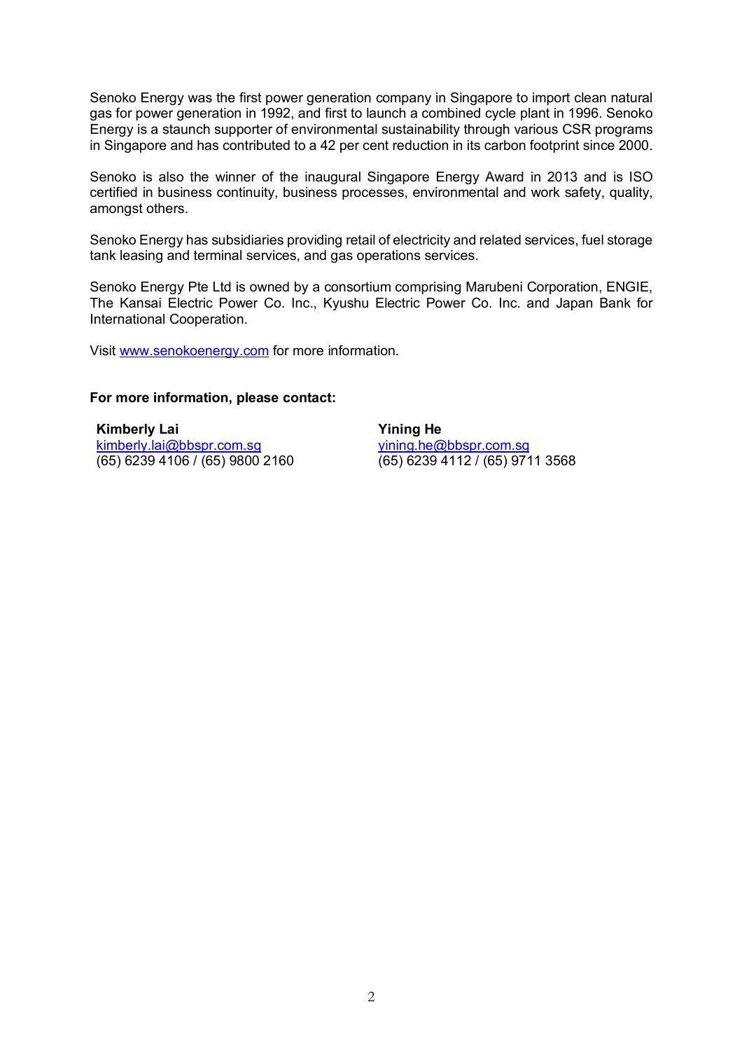Senoko Energy was the first power generation company in Singapore to import clean natural gas for power generation in 1992, and first to launch a combined cycle plant in 1996. Senoko Energy is a staunch supporter of environmental sustainability through various CSR programs in Singapore and has contributed to a 42 per cent reduction in its carbon footprint since 2000.

Senoko is also the winner of the inaugural Singapore Energy Award in 2013 and is ISO certified in business continuity, business processes, environmental and work safety, quality, amongst others.

Senoko Energy has subsidiaries providing retail of electricity and related services, fuel storage tank leasing and terminal services, and gas operations services.

Senoko Energy Pte Ltd is owned by a consortium comprising Marubeni Corporation, ENGIE, The Kansai Electric Power Co. Inc., Kyushu Electric Power Co. Inc. and Japan Bank for International Cooperation.

Visit www.senokoenergy.com for more information.

**For more information, please contact:**

**Kimberly Lai**
kimberly.lai@bbspr.com.sg
(65) 6239 4106 / (65) 9800 2160

**Yining He**
yining.he@bbspr.com.sg
(65) 6239 4112 / (65) 9711 3568